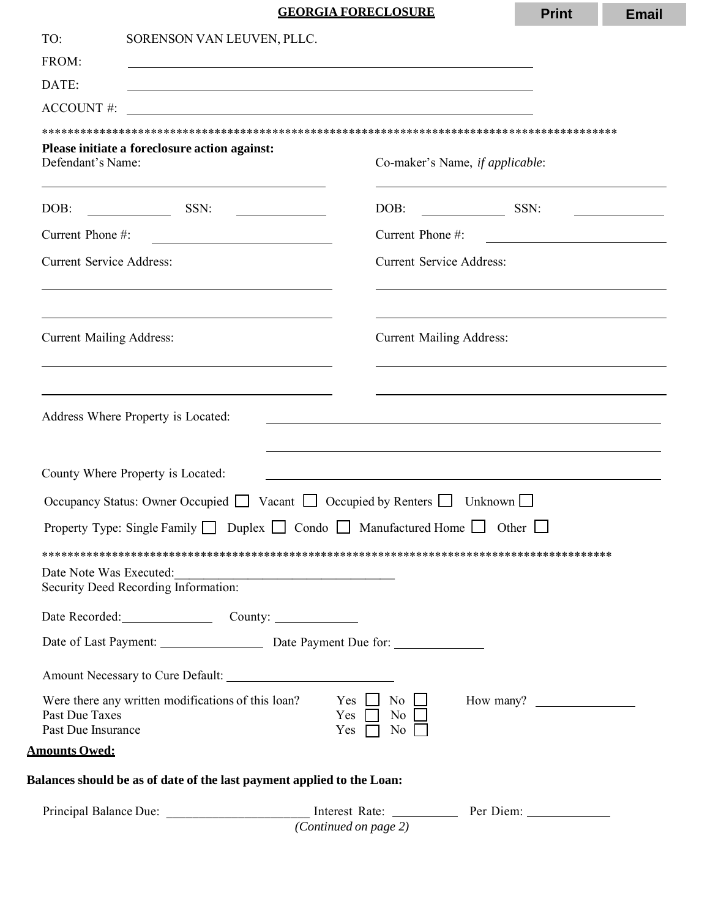# GEORGIA FORECLOSURE

Print Email

TO: SORENSON VAN LEUVEN, PLLC.

FROM: ______________________________

DATE: ______________________________

ACCOUNT #: ______________________________

*******************************************************************************************

**Please initiate a foreclosure action against:**

Defendant's Name: ______________________________

DOB: __________ SSN: __________

Current Phone #: ______________________________

Current Service Address: ______________________________

______________________________

Current Mailing Address: ______________________________

______________________________

Co-maker's Name, *if applicable*: ______________________________

DOB: __________ SSN: __________

Current Phone #: ______________________________

Current Service Address: ______________________________

______________________________

Current Mailing Address: ______________________________

______________________________

Address Where Property is Located: ______________________________

______________________________

County Where Property is Located: ______________________________

Occupancy Status: Owner Occupied ☐ Vacant ☐ Occupied by Renters ☐ Unknown ☐

Property Type: Single Family ☐ Duplex ☐ Condo ☐ Manufactured Home ☐ Other ☐

*******************************************************************************************

Date Note Was Executed: ______________________________

Security Deed Recording Information:

Date Recorded: __________ County: __________

Date of Last Payment: __________ Date Payment Due for: __________

Amount Necessary to Cure Default: ______________________________

Were there any written modifications of this loan? Yes ☐ No ☐ How many? __________

Past Due Taxes Yes ☐ No ☐

Past Due Insurance Yes ☐ No ☐

**Amounts Owed:**

**Balances should be as of date of the last payment applied to the Loan:**

Principal Balance Due: ______________________ Interest Rate: __________ Per Diem: __________

*(Continued on page 2)*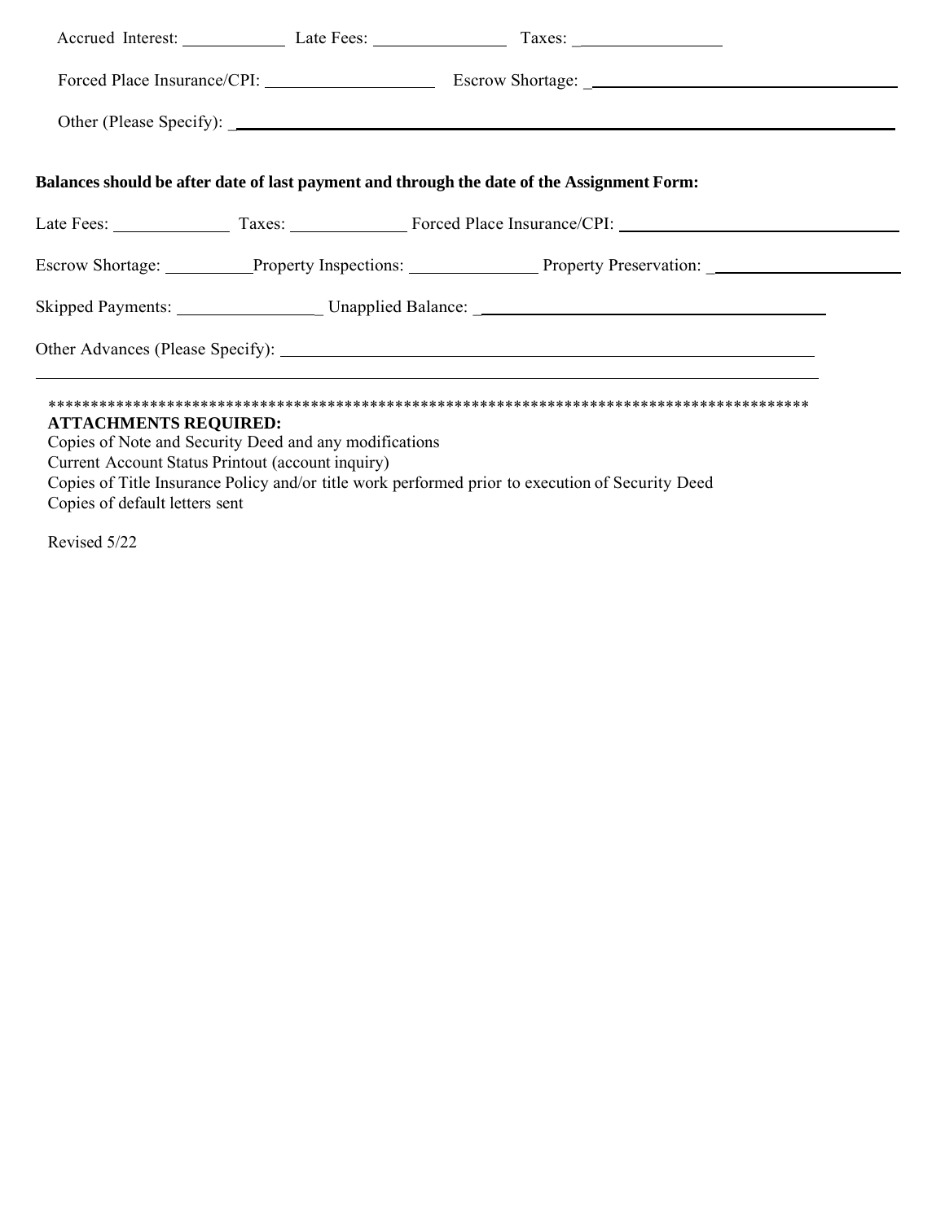Accrued Interest: ____________ Late Fees: _______________ Taxes: ________________

Forced Place Insurance/CPI: ___________________ Escrow Shortage: ____________________________________

Other (Please Specify): ____________________________________________________________________________

**Balances should be after date of last payment and through the date of the Assignment Form:**

Late Fees: _____________ Taxes: _____________ Forced Place Insurance/CPI: ______________________________

Escrow Shortage: __________Property Inspections: _______________ Property Preservation: ____________________

Skipped Payments: ________________ Unapplied Balance: ______________________________________

Other Advances (Please Specify): ______________________________________________________________

______________________________________________________________________________________

*****************************************************************************************

**ATTACHMENTS REQUIRED:**

Copies of Note and Security Deed and any modifications
Current Account Status Printout (account inquiry)
Copies of Title Insurance Policy and/or title work performed prior to execution of Security Deed
Copies of default letters sent

Revised 5/22